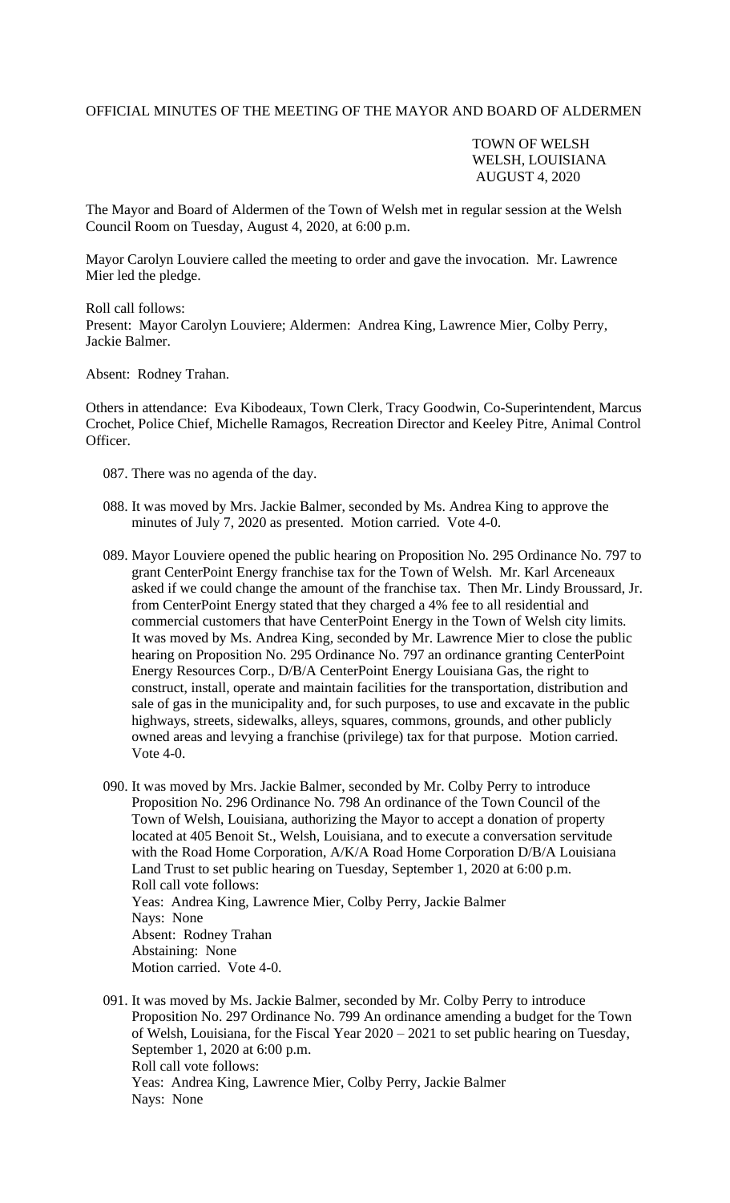OFFICIAL MINUTES OF THE MEETING OF THE MAYOR AND BOARD OF ALDERMEN

TOWN OF WELSH
WELSH, LOUISIANA
AUGUST 4, 2020

The Mayor and Board of Aldermen of the Town of Welsh met in regular session at the Welsh Council Room on Tuesday, August 4, 2020, at 6:00 p.m.

Mayor Carolyn Louviere called the meeting to order and gave the invocation. Mr. Lawrence Mier led the pledge.

Roll call follows:
Present: Mayor Carolyn Louviere; Aldermen: Andrea King, Lawrence Mier, Colby Perry, Jackie Balmer.

Absent: Rodney Trahan.

Others in attendance: Eva Kibodeaux, Town Clerk, Tracy Goodwin, Co-Superintendent, Marcus Crochet, Police Chief, Michelle Ramagos, Recreation Director and Keeley Pitre, Animal Control Officer.

087. There was no agenda of the day.

088. It was moved by Mrs. Jackie Balmer, seconded by Ms. Andrea King to approve the minutes of July 7, 2020 as presented. Motion carried. Vote 4-0.

089. Mayor Louviere opened the public hearing on Proposition No. 295 Ordinance No. 797 to grant CenterPoint Energy franchise tax for the Town of Welsh. Mr. Karl Arceneaux asked if we could change the amount of the franchise tax. Then Mr. Lindy Broussard, Jr. from CenterPoint Energy stated that they charged a 4% fee to all residential and commercial customers that have CenterPoint Energy in the Town of Welsh city limits. It was moved by Ms. Andrea King, seconded by Mr. Lawrence Mier to close the public hearing on Proposition No. 295 Ordinance No. 797 an ordinance granting CenterPoint Energy Resources Corp., D/B/A CenterPoint Energy Louisiana Gas, the right to construct, install, operate and maintain facilities for the transportation, distribution and sale of gas in the municipality and, for such purposes, to use and excavate in the public highways, streets, sidewalks, alleys, squares, commons, grounds, and other publicly owned areas and levying a franchise (privilege) tax for that purpose. Motion carried. Vote 4-0.

090. It was moved by Mrs. Jackie Balmer, seconded by Mr. Colby Perry to introduce Proposition No. 296 Ordinance No. 798 An ordinance of the Town Council of the Town of Welsh, Louisiana, authorizing the Mayor to accept a donation of property located at 405 Benoit St., Welsh, Louisiana, and to execute a conversation servitude with the Road Home Corporation, A/K/A Road Home Corporation D/B/A Louisiana Land Trust to set public hearing on Tuesday, September 1, 2020 at 6:00 p.m.
Roll call vote follows:
Yeas: Andrea King, Lawrence Mier, Colby Perry, Jackie Balmer
Nays: None
Absent: Rodney Trahan
Abstaining: None
Motion carried. Vote 4-0.

091. It was moved by Ms. Jackie Balmer, seconded by Mr. Colby Perry to introduce Proposition No. 297 Ordinance No. 799 An ordinance amending a budget for the Town of Welsh, Louisiana, for the Fiscal Year 2020 – 2021 to set public hearing on Tuesday, September 1, 2020 at 6:00 p.m.
Roll call vote follows:
Yeas: Andrea King, Lawrence Mier, Colby Perry, Jackie Balmer
Nays: None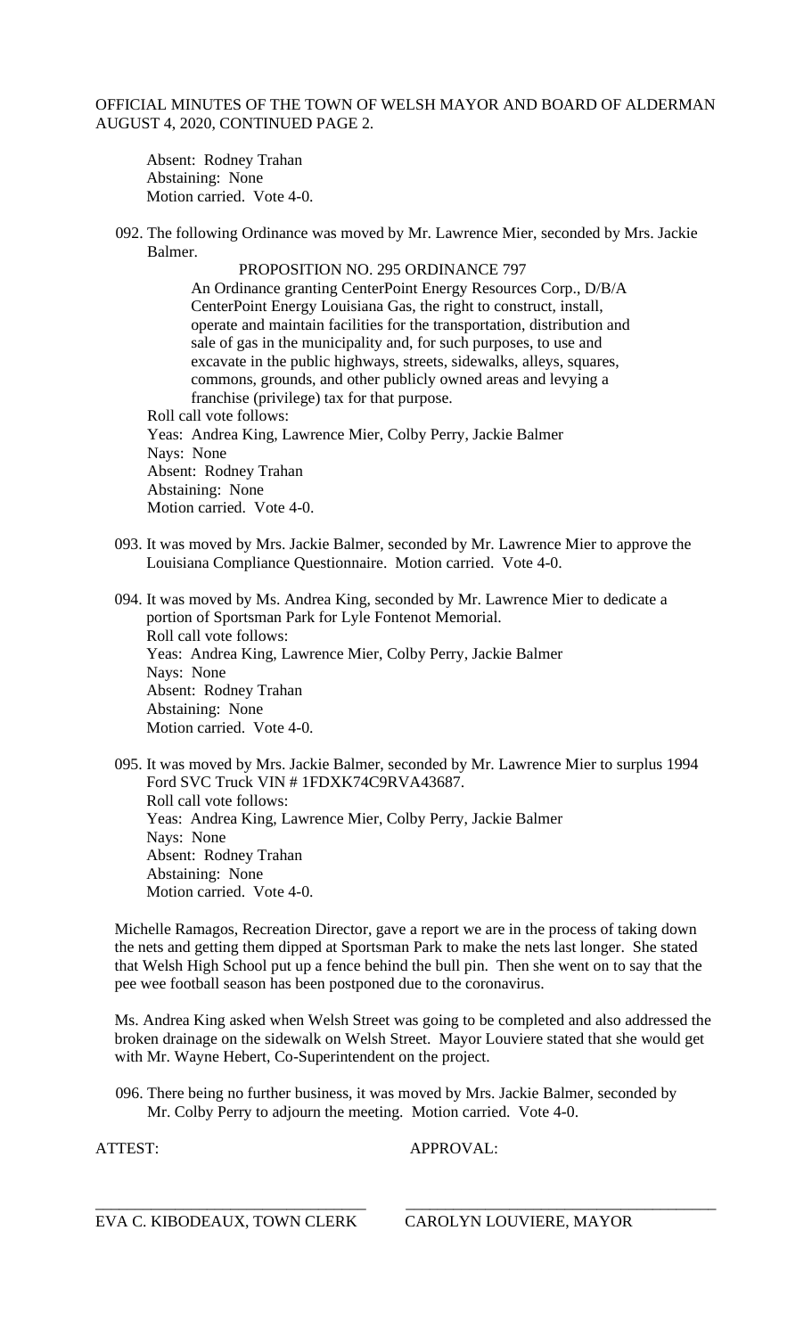OFFICIAL MINUTES OF THE TOWN OF WELSH MAYOR AND BOARD OF ALDERMAN AUGUST 4, 2020, CONTINUED PAGE 2.

Absent: Rodney Trahan
Abstaining: None
Motion carried. Vote 4-0.

092. The following Ordinance was moved by Mr. Lawrence Mier, seconded by Mrs. Jackie Balmer.

PROPOSITION NO. 295 ORDINANCE 797

An Ordinance granting CenterPoint Energy Resources Corp., D/B/A CenterPoint Energy Louisiana Gas, the right to construct, install, operate and maintain facilities for the transportation, distribution and sale of gas in the municipality and, for such purposes, to use and excavate in the public highways, streets, sidewalks, alleys, squares, commons, grounds, and other publicly owned areas and levying a franchise (privilege) tax for that purpose.

Roll call vote follows:
Yeas: Andrea King, Lawrence Mier, Colby Perry, Jackie Balmer
Nays: None
Absent: Rodney Trahan
Abstaining: None
Motion carried. Vote 4-0.

093. It was moved by Mrs. Jackie Balmer, seconded by Mr. Lawrence Mier to approve the Louisiana Compliance Questionnaire. Motion carried. Vote 4-0.

094. It was moved by Ms. Andrea King, seconded by Mr. Lawrence Mier to dedicate a portion of Sportsman Park for Lyle Fontenot Memorial.
Roll call vote follows:
Yeas: Andrea King, Lawrence Mier, Colby Perry, Jackie Balmer
Nays: None
Absent: Rodney Trahan
Abstaining: None
Motion carried. Vote 4-0.

095. It was moved by Mrs. Jackie Balmer, seconded by Mr. Lawrence Mier to surplus 1994 Ford SVC Truck VIN # 1FDXK74C9RVA43687.
Roll call vote follows:
Yeas: Andrea King, Lawrence Mier, Colby Perry, Jackie Balmer
Nays: None
Absent: Rodney Trahan
Abstaining: None
Motion carried. Vote 4-0.

Michelle Ramagos, Recreation Director, gave a report we are in the process of taking down the nets and getting them dipped at Sportsman Park to make the nets last longer. She stated that Welsh High School put up a fence behind the bull pin. Then she went on to say that the pee wee football season has been postponed due to the coronavirus.

Ms. Andrea King asked when Welsh Street was going to be completed and also addressed the broken drainage on the sidewalk on Welsh Street. Mayor Louviere stated that she would get with Mr. Wayne Hebert, Co-Superintendent on the project.

096. There being no further business, it was moved by Mrs. Jackie Balmer, seconded by Mr. Colby Perry to adjourn the meeting. Motion carried. Vote 4-0.

ATTEST: APPROVAL:

\_\_\_\_\_\_\_\_\_\_\_\_\_\_\_\_\_\_\_\_\_\_\_\_\_\_\_\_\_\_\_\_ \_\_\_\_\_\_\_\_\_\_\_\_\_\_\_\_\_\_\_\_\_\_\_\_\_\_\_\_\_\_\_\_

EVA C. KIBODEAUX, TOWN CLERK CAROLYN LOUVIERE, MAYOR